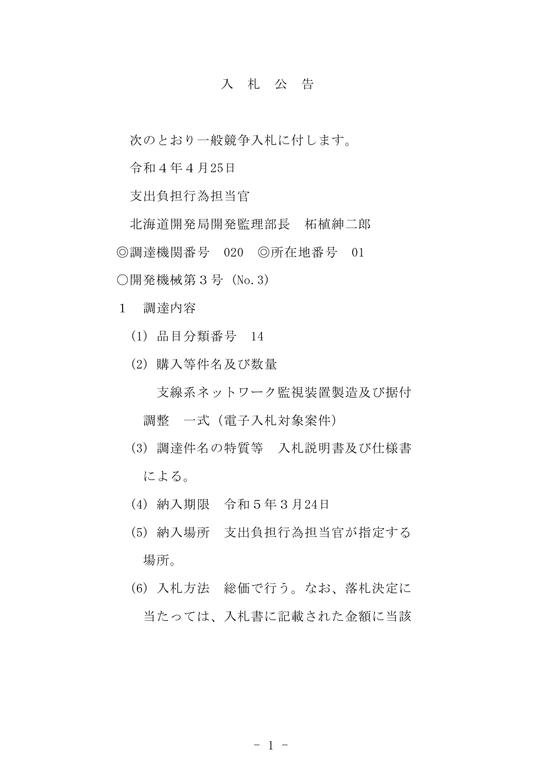# 入　札　公　告

次のとおり一般競争入札に付します。

令和４年４月25日

支出負担行為担当官

北海道開発局開発監理部長　栁植紳二郎

◎調達機関番号　020　◎所在地番号　01

○開発機械第３号（No.3）

１　調達内容

(1) 品目分類番号　14

(2) 購入等件名及び数量

支線系ネットワーク監視装置製造及び据付調整　一式（電子入札対象案件）

(3) 調達件名の特質等　入札説明書及び仕様書による。

(4) 納入期限　令和５年３月24日

(5) 納入場所　支出負担行為担当官が指定する場所。

(6) 入札方法　総価で行う。なお、落札決定に当たっては、入札書に記載された金額に当該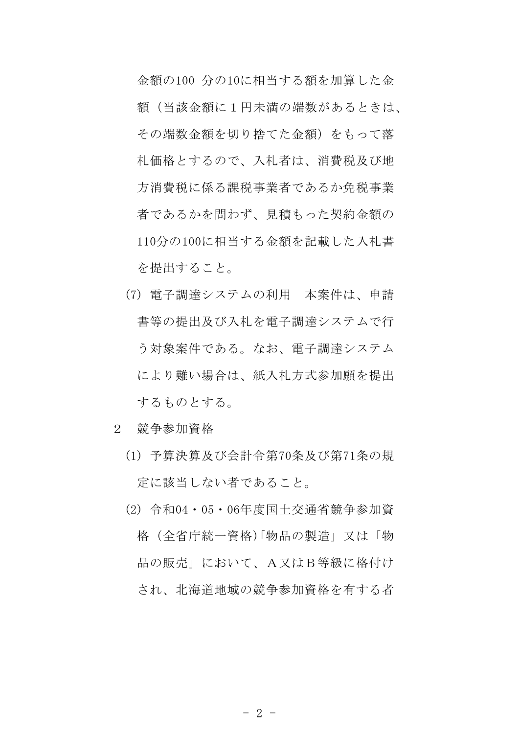金額の100 分の10に相当する額を加算した金額（当該金額に１円未満の端数があるときは、その端数金額を切り捨てた金額）をもって落札価格とするので、入札者は、消費税及び地方消費税に係る課税事業者であるか免税事業者であるかを問わず、見積もった契約金額の110分の100に相当する金額を記載した入札書を提出すること。

(7) 電子調達システムの利用　本案件は、申請書等の提出及び入札を電子調達システムで行う対象案件である。なお、電子調達システムにより難い場合は、紙入札方式参加願を提出するものとする。

２　競争参加資格

(1) 予算決算及び会計令第70条及び第71条の規定に該当しない者であること。

(2) 令和04・05・06年度国土交通省競争参加資格（全省庁統一資格)「物品の製造」又は「物品の販売」において、Ａ又はＢ等級に格付けされ、北海道地域の競争参加資格を有する者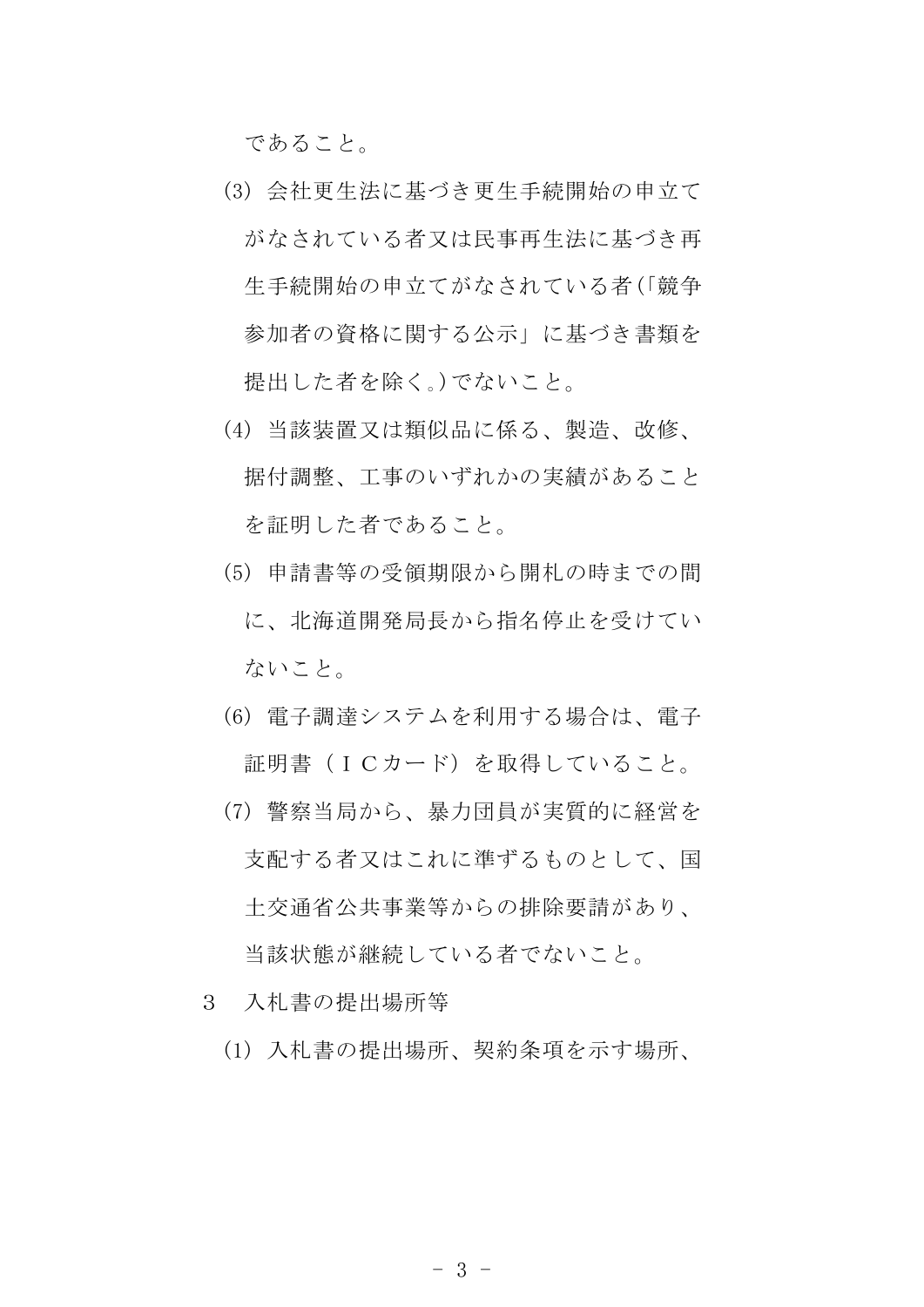であること。

(3) 会社更生法に基づき更生手続開始の申立てがなされている者又は民事再生法に基づき再生手続開始の申立てがなされている者(「競争参加者の資格に関する公示」に基づき書類を提出した者を除く。)でないこと。

(4) 当該装置又は類似品に係る、製造、改修、据付調整、工事のいずれかの実績があることを証明した者であること。

(5) 申請書等の受領期限から開札の時までの間に、北海道開発局長から指名停止を受けていないこと。

(6) 電子調達システムを利用する場合は、電子証明書（ＩＣカード）を取得していること。

(7) 警察当局から、暴力団員が実質的に経営を支配する者又はこれに準ずるものとして、国土交通省公共事業等からの排除要請があり、当該状態が継続している者でないこと。

3　入札書の提出場所等

(1) 入札書の提出場所、契約条項を示す場所、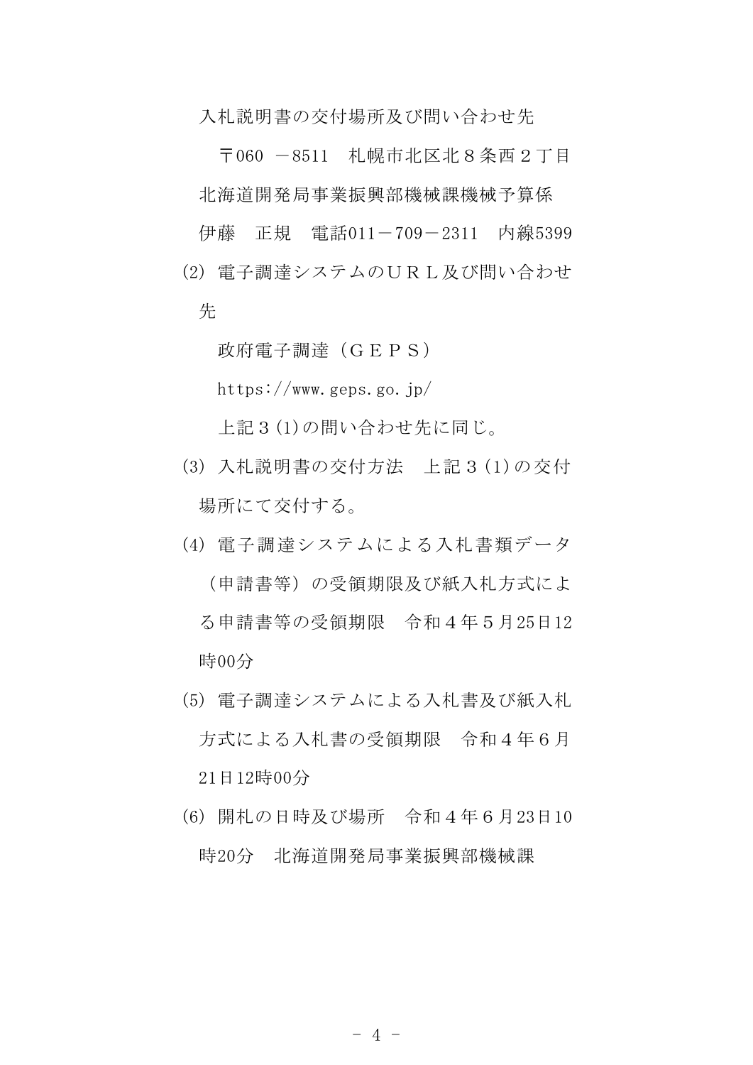入札説明書の交付場所及び問い合わせ先

〒060 －8511　札幌市北区北８条西２丁目

北海道開発局事業振興部機械課機械予算係

伊藤　正規　電話011－709－2311　内線5399

(2) 電子調達システムのＵＲＬ及び問い合わせ先

政府電子調達（ＧＥＰＳ）

https://www.geps.go.jp/

上記３(1)の問い合わせ先に同じ。

(3) 入札説明書の交付方法　上記３(1)の交付場所にて交付する。

(4) 電子調達システムによる入札書類データ（申請書等）の受領期限及び紙入札方式による申請書等の受領期限　令和４年５月25日12時00分

(5) 電子調達システムによる入札書及び紙入札方式による入札書の受領期限　令和４年６月21日12時00分

(6) 開札の日時及び場所　令和４年６月23日10時20分　北海道開発局事業振興部機械課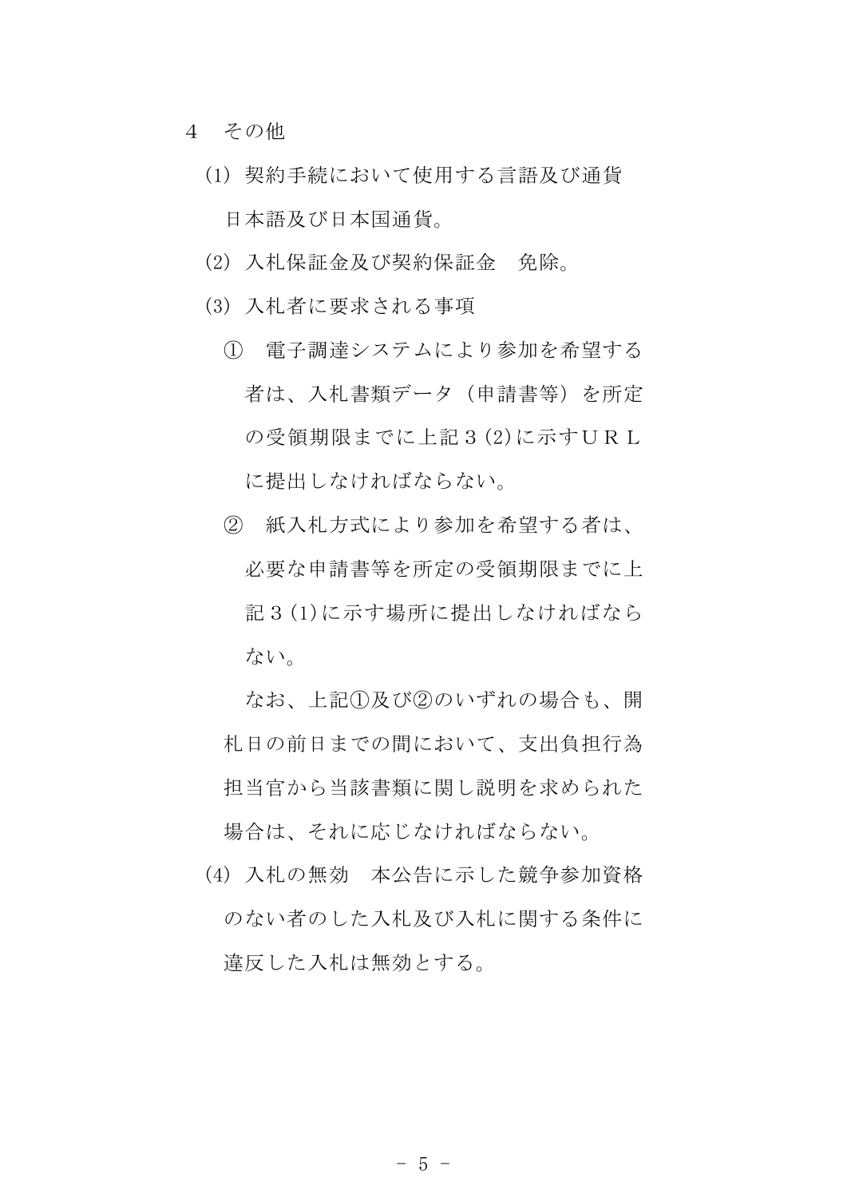4　その他

(1) 契約手続において使用する言語及び通貨

日本語及び日本国通貨。

(2) 入札保証金及び契約保証金　免除。

(3) 入札者に要求される事項

①　電子調達システムにより参加を希望する者は、入札書類データ（申請書等）を所定の受領期限までに上記３(2)に示すＵＲＬに提出しなければならない。

②　紙入札方式により参加を希望する者は、必要な申請書等を所定の受領期限までに上記３(1)に示す場所に提出しなければならない。

なお、上記①及び②のいずれの場合も、開札日の前日までの間において、支出負担行為担当官から当該書類に関し説明を求められた場合は、それに応じなければならない。

(4) 入札の無効　本公告に示した競争参加資格のない者のした入札及び入札に関する条件に違反した入札は無効とする。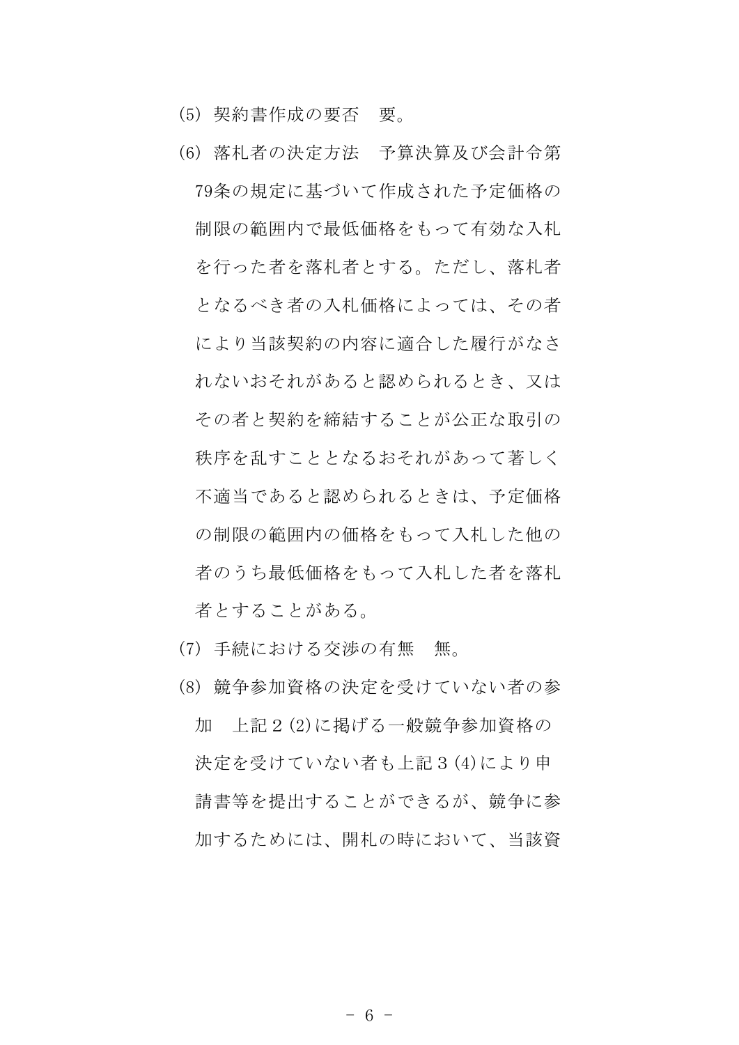(5) 契約書作成の要否　要。

(6) 落札者の決定方法　予算決算及び会計令第79条の規定に基づいて作成された予定価格の制限の範囲内で最低価格をもって有効な入札を行った者を落札者とする。ただし、落札者となるべき者の入札価格によっては、その者により当該契約の内容に適合した履行がなされないおそれがあると認められるとき、又はその者と契約を締結することが公正な取引の秩序を乱すこととなるおそれがあって著しく不適当であると認められるときは、予定価格の制限の範囲内の価格をもって入札した他の者のうち最低価格をもって入札した者を落札者とすることがある。

(7) 手続における交渉の有無　無。

(8) 競争参加資格の決定を受けていない者の参加　上記２(2)に掲げる一般競争参加資格の決定を受けていない者も上記３(4)により申請書等を提出することができるが、競争に参加するためには、開札の時において、当該資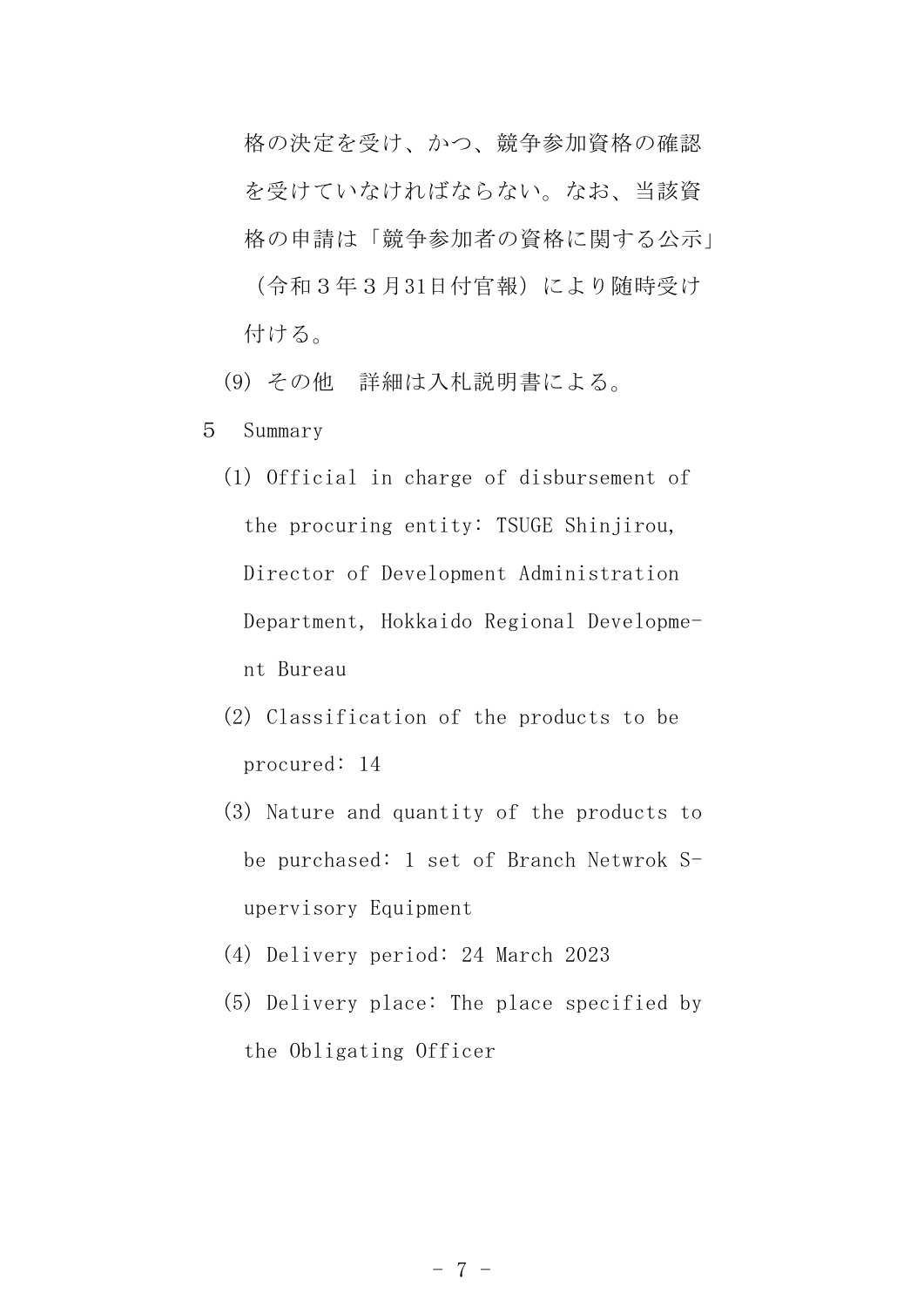格の決定を受け、かつ、競争参加資格の確認を受けていなければならない。なお、当該資格の申請は「競争参加者の資格に関する公示」（令和３年３月31日付官報）により随時受け付ける。

(9) その他　詳細は入札説明書による。

５　Summary

(1) Official in charge of disbursement of the procuring entity: TSUGE Shinjirou, Director of Development Administration Department, Hokkaido Regional Development Bureau

(2) Classification of the products to be procured: 14

(3) Nature and quantity of the products to be purchased: 1 set of Branch Netwrok Supervisory Equipment

(4) Delivery period: 24 March 2023

(5) Delivery place: The place specified by the Obligating Officer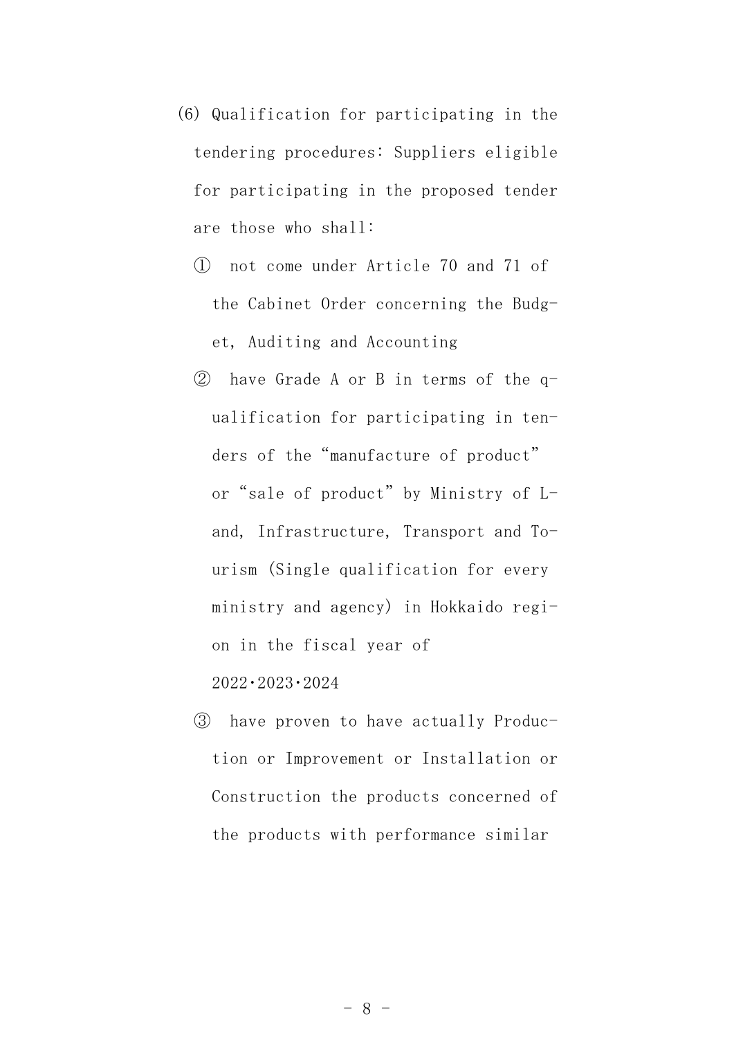(6) Qualification for participating in the tendering procedures: Suppliers eligible for participating in the proposed tender are those who shall:

① not come under Article 70 and 71 of the Cabinet Order concerning the Budget, Auditing and Accounting

② have Grade A or B in terms of the qualification for participating in tenders of the "manufacture of product" or "sale of product" by Ministry of Land, Infrastructure, Transport and Tourism (Single qualification for every ministry and agency) in Hokkaido region in the fiscal year of 2022･2023･2024

③ have proven to have actually Production or Improvement or Installation or Construction the products concerned of the products with performance similar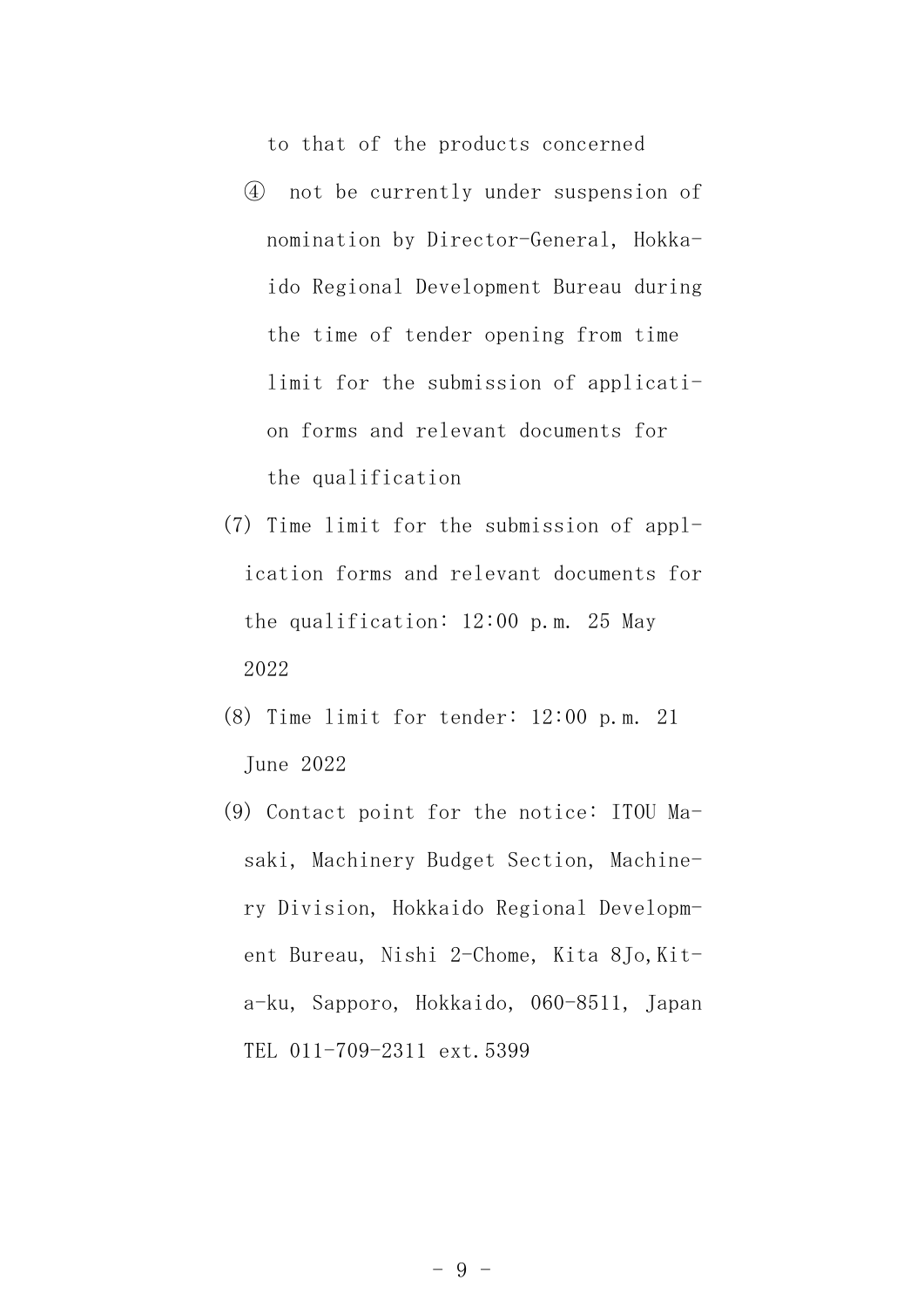to that of the products concerned

④ not be currently under suspension of nomination by Director-General, Hokkaido Regional Development Bureau during the time of tender opening from time limit for the submission of application forms and relevant documents for the qualification

(7) Time limit for the submission of application forms and relevant documents for the qualification: 12:00 p.m. 25 May 2022

(8) Time limit for tender: 12:00 p.m. 21 June 2022

(9) Contact point for the notice: ITOU Masaki, Machinery Budget Section, Machinery Division, Hokkaido Regional Development Bureau, Nishi 2-Chome, Kita 8Jo,Kita-ku, Sapporo, Hokkaido, 060-8511, Japan TEL 011-709-2311 ext.5399